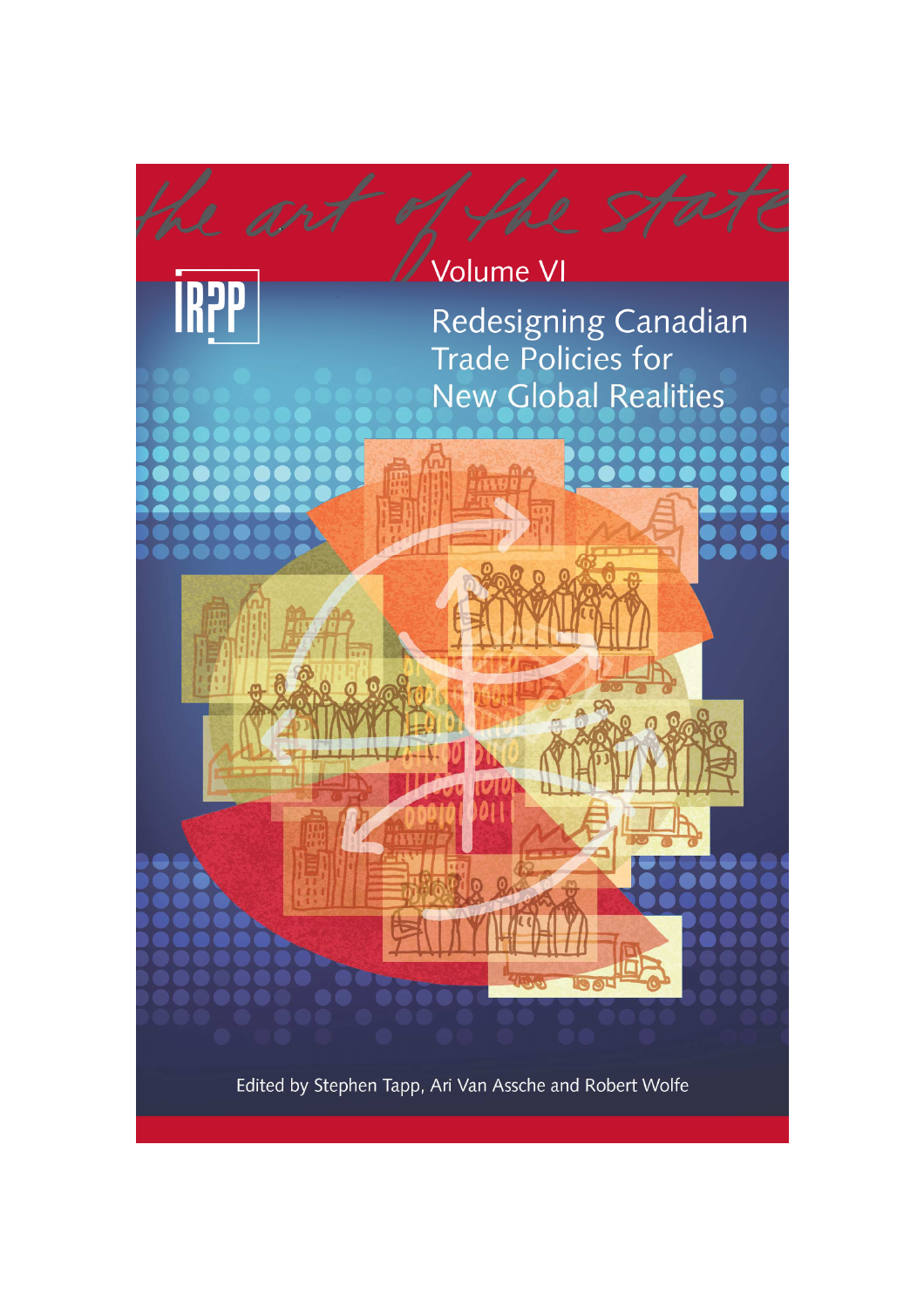*the art of the state*

IRPP

Volume VI

# Redesigning Canadian Trade Policies for New Global Realities

Edited by Stephen Tapp, Ari Van Assche and Robert Wolfe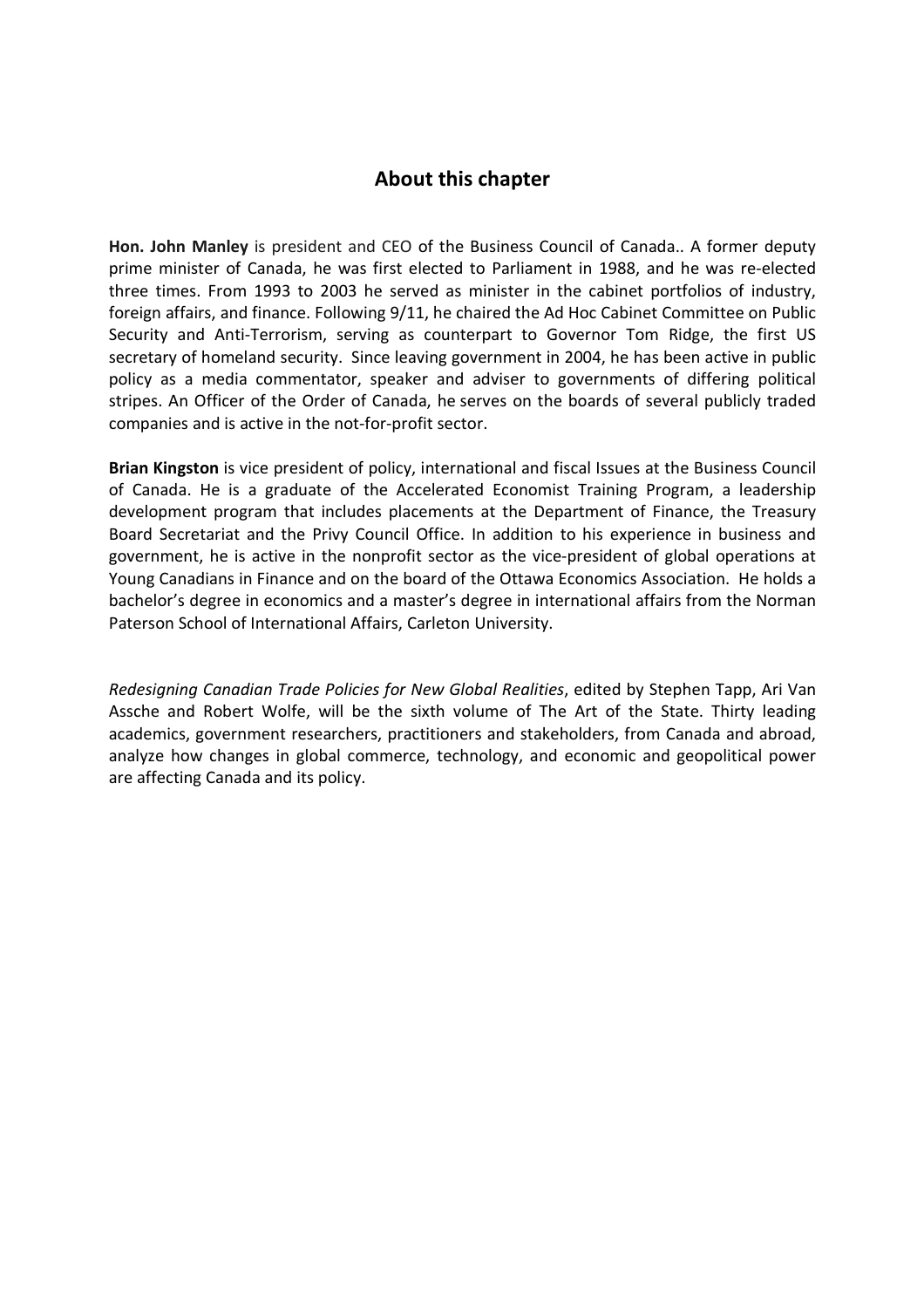## About this chapter

**Hon. John Manley** is president and CEO of the Business Council of Canada.. A former deputy prime minister of Canada, he was first elected to Parliament in 1988, and he was re-elected three times. From 1993 to 2003 he served as minister in the cabinet portfolios of industry, foreign affairs, and finance. Following 9/11, he chaired the Ad Hoc Cabinet Committee on Public Security and Anti-Terrorism, serving as counterpart to Governor Tom Ridge, the first US secretary of homeland security. Since leaving government in 2004, he has been active in public policy as a media commentator, speaker and adviser to governments of differing political stripes. An Officer of the Order of Canada, he serves on the boards of several publicly traded companies and is active in the not-for-profit sector.

**Brian Kingston** is vice president of policy, international and fiscal Issues at the Business Council of Canada. He is a graduate of the Accelerated Economist Training Program, a leadership development program that includes placements at the Department of Finance, the Treasury Board Secretariat and the Privy Council Office. In addition to his experience in business and government, he is active in the nonprofit sector as the vice-president of global operations at Young Canadians in Finance and on the board of the Ottawa Economics Association. He holds a bachelor's degree in economics and a master's degree in international affairs from the Norman Paterson School of International Affairs, Carleton University.

*Redesigning Canadian Trade Policies for New Global Realities*, edited by Stephen Tapp, Ari Van Assche and Robert Wolfe, will be the sixth volume of The Art of the State. Thirty leading academics, government researchers, practitioners and stakeholders, from Canada and abroad, analyze how changes in global commerce, technology, and economic and geopolitical power are affecting Canada and its policy.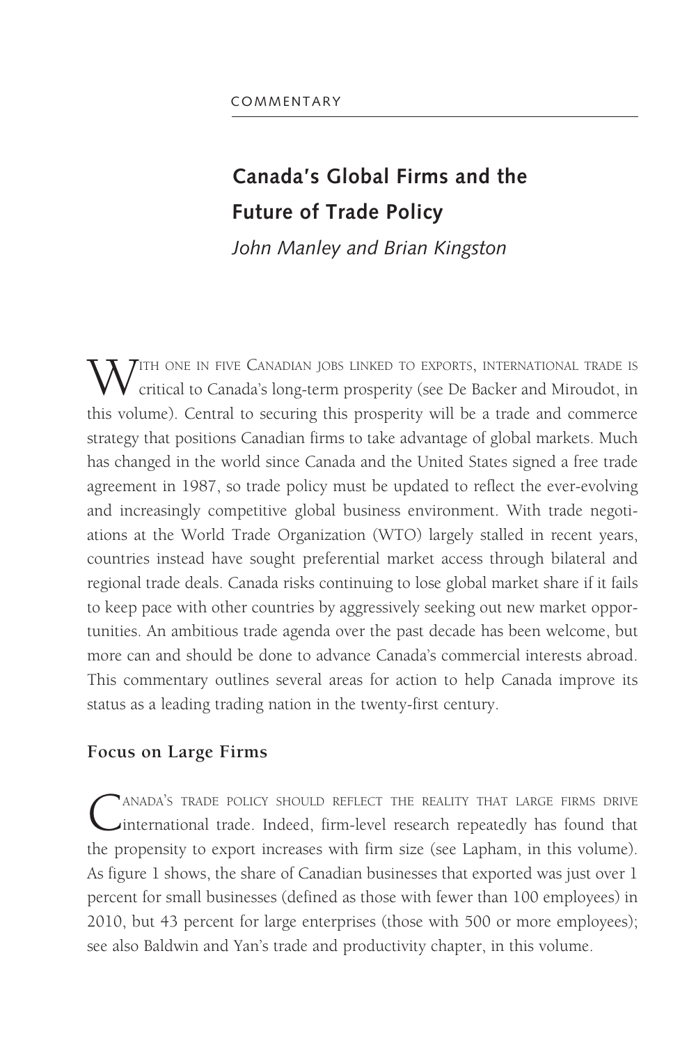COMMENTARY

# Canada's Global Firms and the Future of Trade Policy

*John Manley and Brian Kingston*

With one in five Canadian jobs linked to exports, international trade is critical to Canada's long-term prosperity (see De Backer and Miroudot, in this volume). Central to securing this prosperity will be a trade and commerce strategy that positions Canadian firms to take advantage of global markets. Much has changed in the world since Canada and the United States signed a free trade agreement in 1987, so trade policy must be updated to reflect the ever-evolving and increasingly competitive global business environment. With trade negotiations at the World Trade Organization (WTO) largely stalled in recent years, countries instead have sought preferential market access through bilateral and regional trade deals. Canada risks continuing to lose global market share if it fails to keep pace with other countries by aggressively seeking out new market opportunities. An ambitious trade agenda over the past decade has been welcome, but more can and should be done to advance Canada's commercial interests abroad. This commentary outlines several areas for action to help Canada improve its status as a leading trading nation in the twenty-first century.

## Focus on Large Firms

Canada's trade policy should reflect the reality that large firms drive international trade. Indeed, firm-level research repeatedly has found that the propensity to export increases with firm size (see Lapham, in this volume). As figure 1 shows, the share of Canadian businesses that exported was just over 1 percent for small businesses (defined as those with fewer than 100 employees) in 2010, but 43 percent for large enterprises (those with 500 or more employees); see also Baldwin and Yan's trade and productivity chapter, in this volume.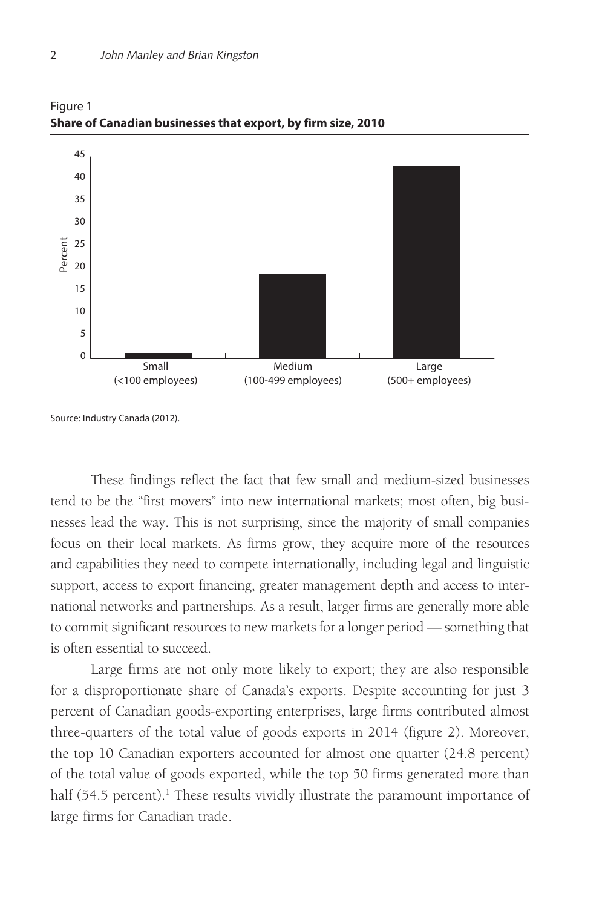Figure 1
**Share of Canadian businesses that export, by firm size, 2010**

Source: Industry Canada (2012).

These findings reflect the fact that few small and medium-sized businesses tend to be the "first movers" into new international markets; most often, big businesses lead the way. This is not surprising, since the majority of small companies focus on their local markets. As firms grow, they acquire more of the resources and capabilities they need to compete internationally, including legal and linguistic support, access to export financing, greater management depth and access to international networks and partnerships. As a result, larger firms are generally more able to commit significant resources to new markets for a longer period — something that is often essential to succeed.

Large firms are not only more likely to export; they are also responsible for a disproportionate share of Canada's exports. Despite accounting for just 3 percent of Canadian goods-exporting enterprises, large firms contributed almost three-quarters of the total value of goods exports in 2014 (figure 2). Moreover, the top 10 Canadian exporters accounted for almost one quarter (24.8 percent) of the total value of goods exported, while the top 50 firms generated more than half (54.5 percent).[1] These results vividly illustrate the paramount importance of large firms for Canadian trade.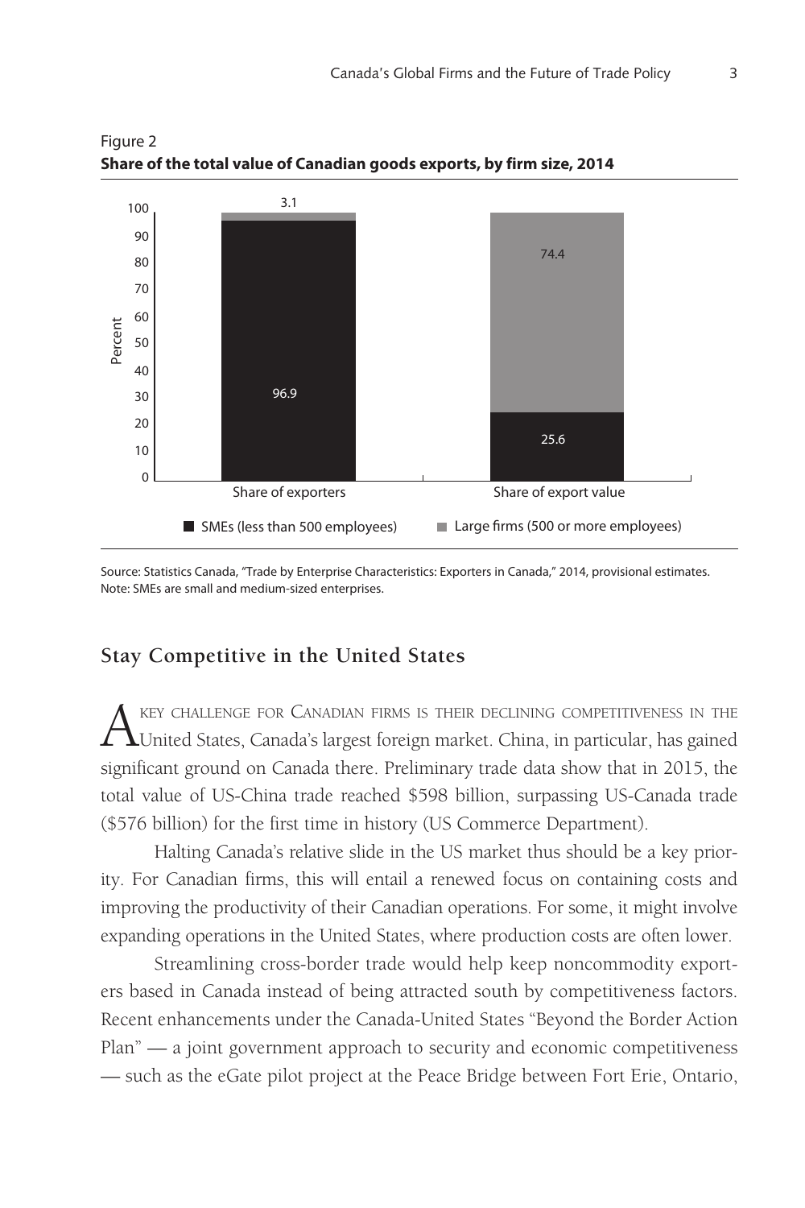Figure 2
**Share of the total value of Canadian goods exports, by firm size, 2014**

| | SMEs (less than 500 employees) | Large firms (500 or more employees) |
|---|---|---|
| Share of exporters | 96.9 | 3.1 |
| Share of export value | 25.6 | 74.4 |

Source: Statistics Canada, "Trade by Enterprise Characteristics: Exporters in Canada," 2014, provisional estimates.
Note: SMEs are small and medium-sized enterprises.

## Stay Competitive in the United States

A key challenge for Canadian firms is their declining competitiveness in the United States, Canada's largest foreign market. China, in particular, has gained significant ground on Canada there. Preliminary trade data show that in 2015, the total value of US-China trade reached $598 billion, surpassing US-Canada trade ($576 billion) for the first time in history (US Commerce Department).

Halting Canada's relative slide in the US market thus should be a key priority. For Canadian firms, this will entail a renewed focus on containing costs and improving the productivity of their Canadian operations. For some, it might involve expanding operations in the United States, where production costs are often lower.

Streamlining cross-border trade would help keep noncommodity exporters based in Canada instead of being attracted south by competitiveness factors. Recent enhancements under the Canada-United States "Beyond the Border Action Plan" — a joint government approach to security and economic competitiveness — such as the eGate pilot project at the Peace Bridge between Fort Erie, Ontario,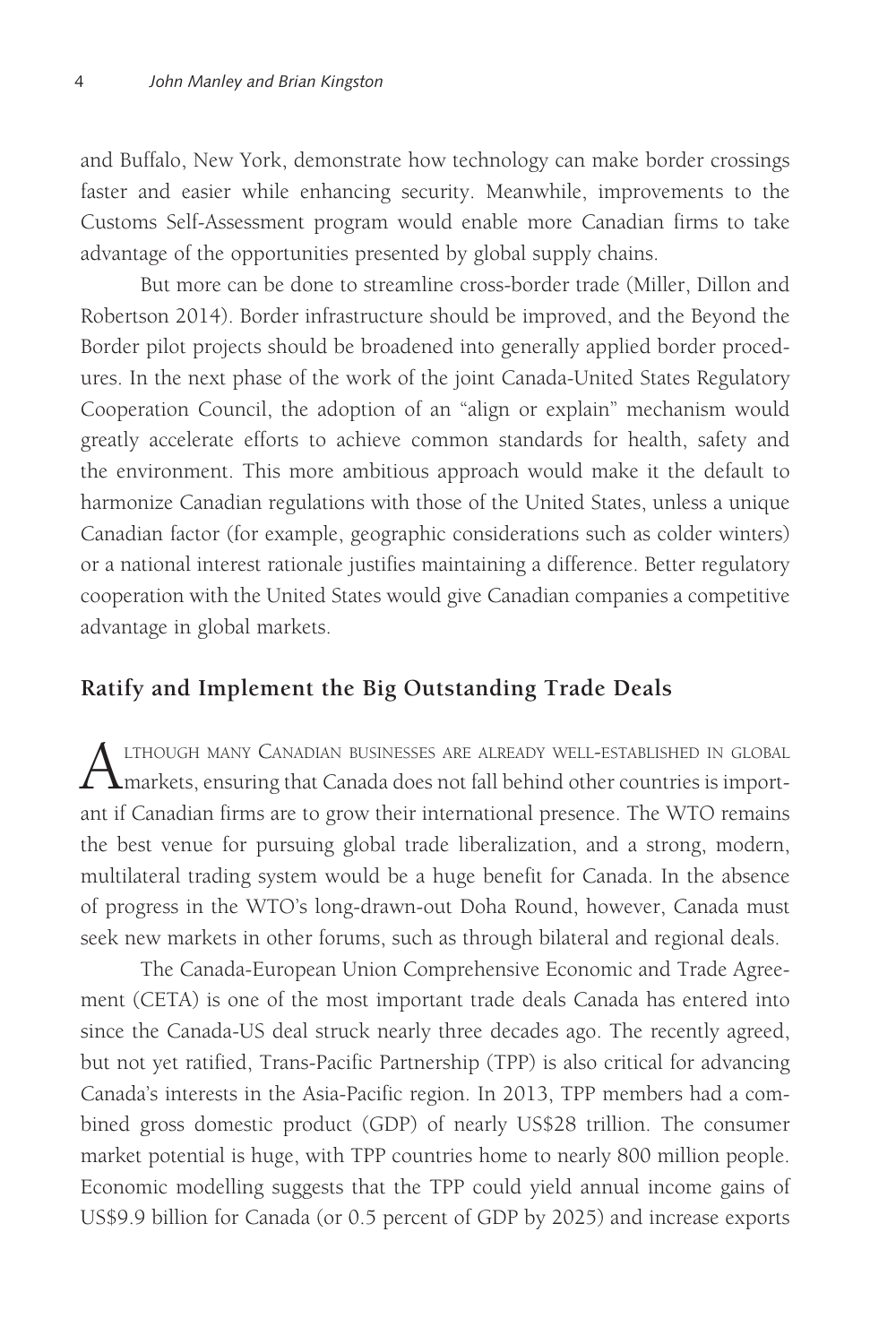and Buffalo, New York, demonstrate how technology can make border crossings faster and easier while enhancing security. Meanwhile, improvements to the Customs Self-Assessment program would enable more Canadian firms to take advantage of the opportunities presented by global supply chains.

But more can be done to streamline cross-border trade (Miller, Dillon and Robertson 2014). Border infrastructure should be improved, and the Beyond the Border pilot projects should be broadened into generally applied border procedures. In the next phase of the work of the joint Canada-United States Regulatory Cooperation Council, the adoption of an "align or explain" mechanism would greatly accelerate efforts to achieve common standards for health, safety and the environment. This more ambitious approach would make it the default to harmonize Canadian regulations with those of the United States, unless a unique Canadian factor (for example, geographic considerations such as colder winters) or a national interest rationale justifies maintaining a difference. Better regulatory cooperation with the United States would give Canadian companies a competitive advantage in global markets.

## Ratify and Implement the Big Outstanding Trade Deals

Although many Canadian businesses are already well-established in global markets, ensuring that Canada does not fall behind other countries is important if Canadian firms are to grow their international presence. The WTO remains the best venue for pursuing global trade liberalization, and a strong, modern, multilateral trading system would be a huge benefit for Canada. In the absence of progress in the WTO's long-drawn-out Doha Round, however, Canada must seek new markets in other forums, such as through bilateral and regional deals.

The Canada-European Union Comprehensive Economic and Trade Agreement (CETA) is one of the most important trade deals Canada has entered into since the Canada-US deal struck nearly three decades ago. The recently agreed, but not yet ratified, Trans-Pacific Partnership (TPP) is also critical for advancing Canada's interests in the Asia-Pacific region. In 2013, TPP members had a combined gross domestic product (GDP) of nearly US$28 trillion. The consumer market potential is huge, with TPP countries home to nearly 800 million people. Economic modelling suggests that the TPP could yield annual income gains of US$9.9 billion for Canada (or 0.5 percent of GDP by 2025) and increase exports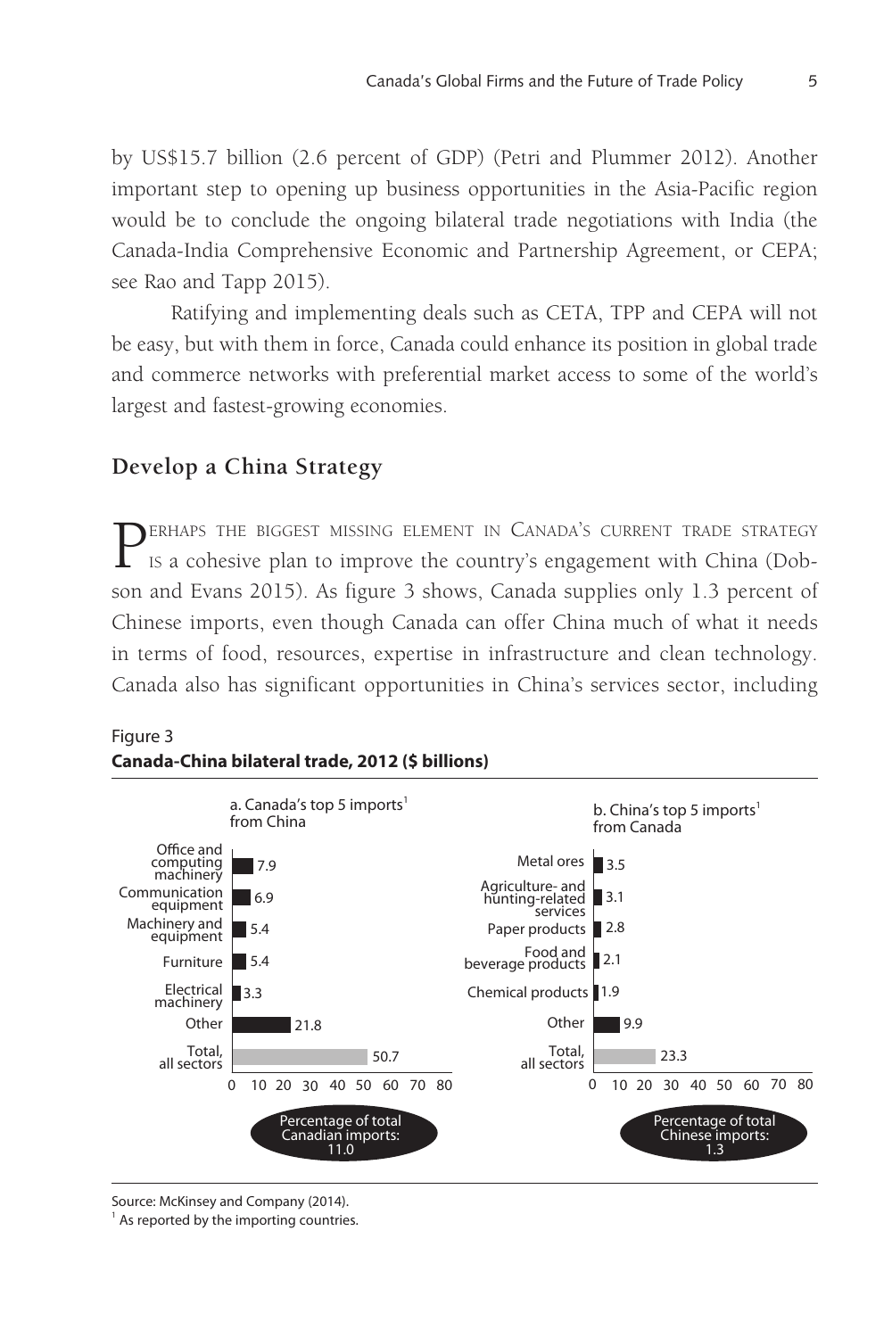by US$15.7 billion (2.6 percent of GDP) (Petri and Plummer 2012). Another important step to opening up business opportunities in the Asia-Pacific region would be to conclude the ongoing bilateral trade negotiations with India (the Canada-India Comprehensive Economic and Partnership Agreement, or CEPA; see Rao and Tapp 2015).

Ratifying and implementing deals such as CETA, TPP and CEPA will not be easy, but with them in force, Canada could enhance its position in global trade and commerce networks with preferential market access to some of the world's largest and fastest-growing economies.

## Develop a China Strategy

Perhaps the biggest missing element in Canada's current trade strategy is a cohesive plan to improve the country's engagement with China (Dobson and Evans 2015). As figure 3 shows, Canada supplies only 1.3 percent of Chinese imports, even though Canada can offer China much of what it needs in terms of food, resources, expertise in infrastructure and clean technology. Canada also has significant opportunities in China's services sector, including

Figure 3

**Canada-China bilateral trade, 2012 ($ billions)**

a. Canada's top 5 imports[1] from China

| Sector | $ billions |
|---|---|
| Office and computing machinery | 7.9 |
| Communication equipment | 6.9 |
| Machinery and equipment | 5.4 |
| Furniture | 5.4 |
| Electrical machinery | 3.3 |
| Other | 21.8 |
| Total, all sectors | 50.7 |

Percentage of total Canadian imports: 11.0

b. China's top 5 imports[1] from Canada

| Sector | $ billions |
|---|---|
| Metal ores | 3.5 |
| Agriculture- and hunting-related services | 3.1 |
| Paper products | 2.8 |
| Food and beverage products | 2.1 |
| Chemical products | 1.9 |
| Other | 9.9 |
| Total, all sectors | 23.3 |

Percentage of total Chinese imports: 1.3

Source: McKinsey and Company (2014).

[1] As reported by the importing countries.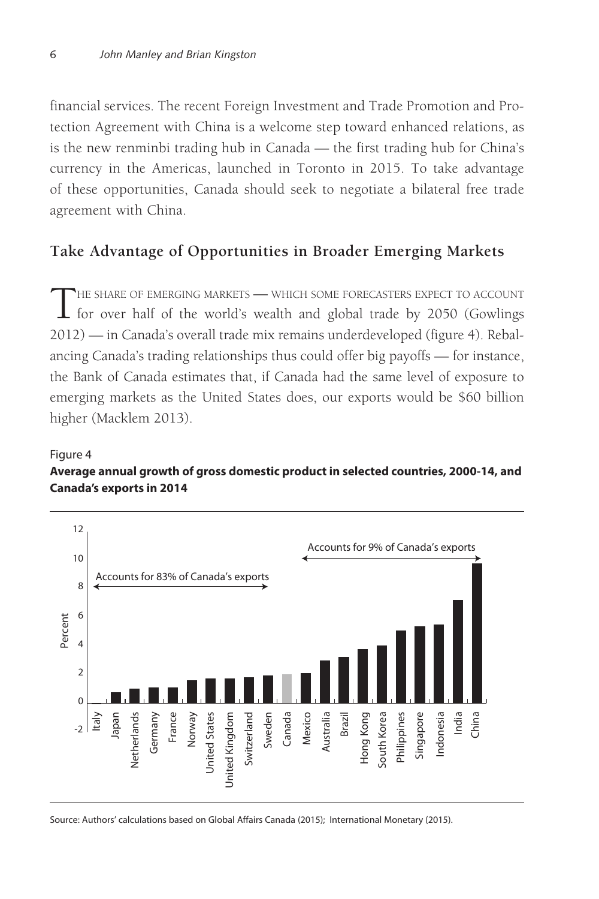financial services. The recent Foreign Investment and Trade Promotion and Protection Agreement with China is a welcome step toward enhanced relations, as is the new renminbi trading hub in Canada — the first trading hub for China's currency in the Americas, launched in Toronto in 2015. To take advantage of these opportunities, Canada should seek to negotiate a bilateral free trade agreement with China.

## Take Advantage of Opportunities in Broader Emerging Markets

The share of emerging markets — which some forecasters expect to account for over half of the world's wealth and global trade by 2050 (Gowlings 2012) — in Canada's overall trade mix remains underdeveloped (figure 4). Rebalancing Canada's trading relationships thus could offer big payoffs — for instance, the Bank of Canada estimates that, if Canada had the same level of exposure to emerging markets as the United States does, our exports would be $60 billion higher (Macklem 2013).

Figure 4

**Average annual growth of gross domestic product in selected countries, 2000-14, and Canada's exports in 2014**

Source: Authors' calculations based on Global Affairs Canada (2015); International Monetary (2015).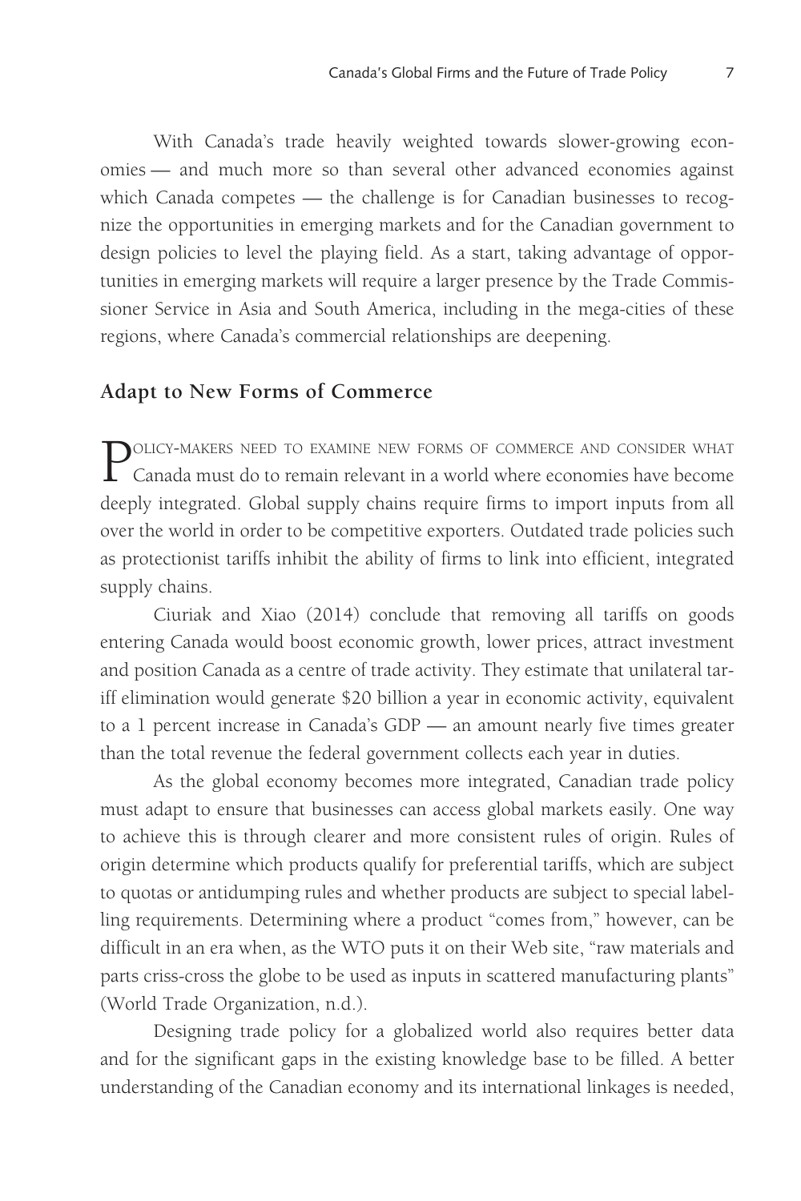With Canada's trade heavily weighted towards slower-growing economies — and much more so than several other advanced economies against which Canada competes — the challenge is for Canadian businesses to recognize the opportunities in emerging markets and for the Canadian government to design policies to level the playing field. As a start, taking advantage of opportunities in emerging markets will require a larger presence by the Trade Commissioner Service in Asia and South America, including in the mega-cities of these regions, where Canada's commercial relationships are deepening.

## Adapt to New Forms of Commerce

Policy-makers need to examine new forms of commerce and consider what Canada must do to remain relevant in a world where economies have become deeply integrated. Global supply chains require firms to import inputs from all over the world in order to be competitive exporters. Outdated trade policies such as protectionist tariffs inhibit the ability of firms to link into efficient, integrated supply chains.

Ciuriak and Xiao (2014) conclude that removing all tariffs on goods entering Canada would boost economic growth, lower prices, attract investment and position Canada as a centre of trade activity. They estimate that unilateral tariff elimination would generate $20 billion a year in economic activity, equivalent to a 1 percent increase in Canada's GDP — an amount nearly five times greater than the total revenue the federal government collects each year in duties.

As the global economy becomes more integrated, Canadian trade policy must adapt to ensure that businesses can access global markets easily. One way to achieve this is through clearer and more consistent rules of origin. Rules of origin determine which products qualify for preferential tariffs, which are subject to quotas or antidumping rules and whether products are subject to special labelling requirements. Determining where a product "comes from," however, can be difficult in an era when, as the WTO puts it on their Web site, "raw materials and parts criss-cross the globe to be used as inputs in scattered manufacturing plants" (World Trade Organization, n.d.).

Designing trade policy for a globalized world also requires better data and for the significant gaps in the existing knowledge base to be filled. A better understanding of the Canadian economy and its international linkages is needed,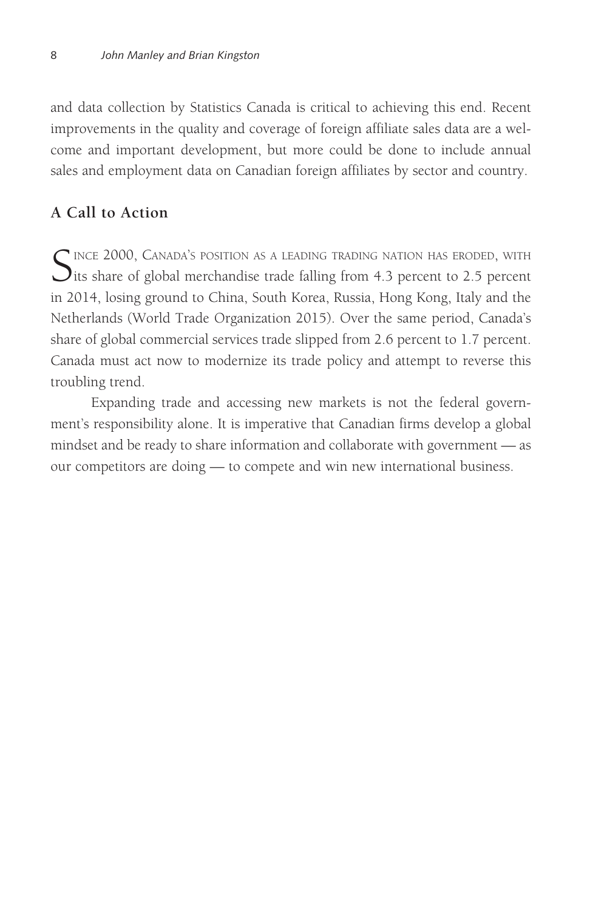and data collection by Statistics Canada is critical to achieving this end. Recent improvements in the quality and coverage of foreign affiliate sales data are a welcome and important development, but more could be done to include annual sales and employment data on Canadian foreign affiliates by sector and country.

## A Call to Action

Since 2000, Canada's position as a leading trading nation has eroded, with its share of global merchandise trade falling from 4.3 percent to 2.5 percent in 2014, losing ground to China, South Korea, Russia, Hong Kong, Italy and the Netherlands (World Trade Organization 2015). Over the same period, Canada's share of global commercial services trade slipped from 2.6 percent to 1.7 percent. Canada must act now to modernize its trade policy and attempt to reverse this troubling trend.

Expanding trade and accessing new markets is not the federal government's responsibility alone. It is imperative that Canadian firms develop a global mindset and be ready to share information and collaborate with government — as our competitors are doing — to compete and win new international business.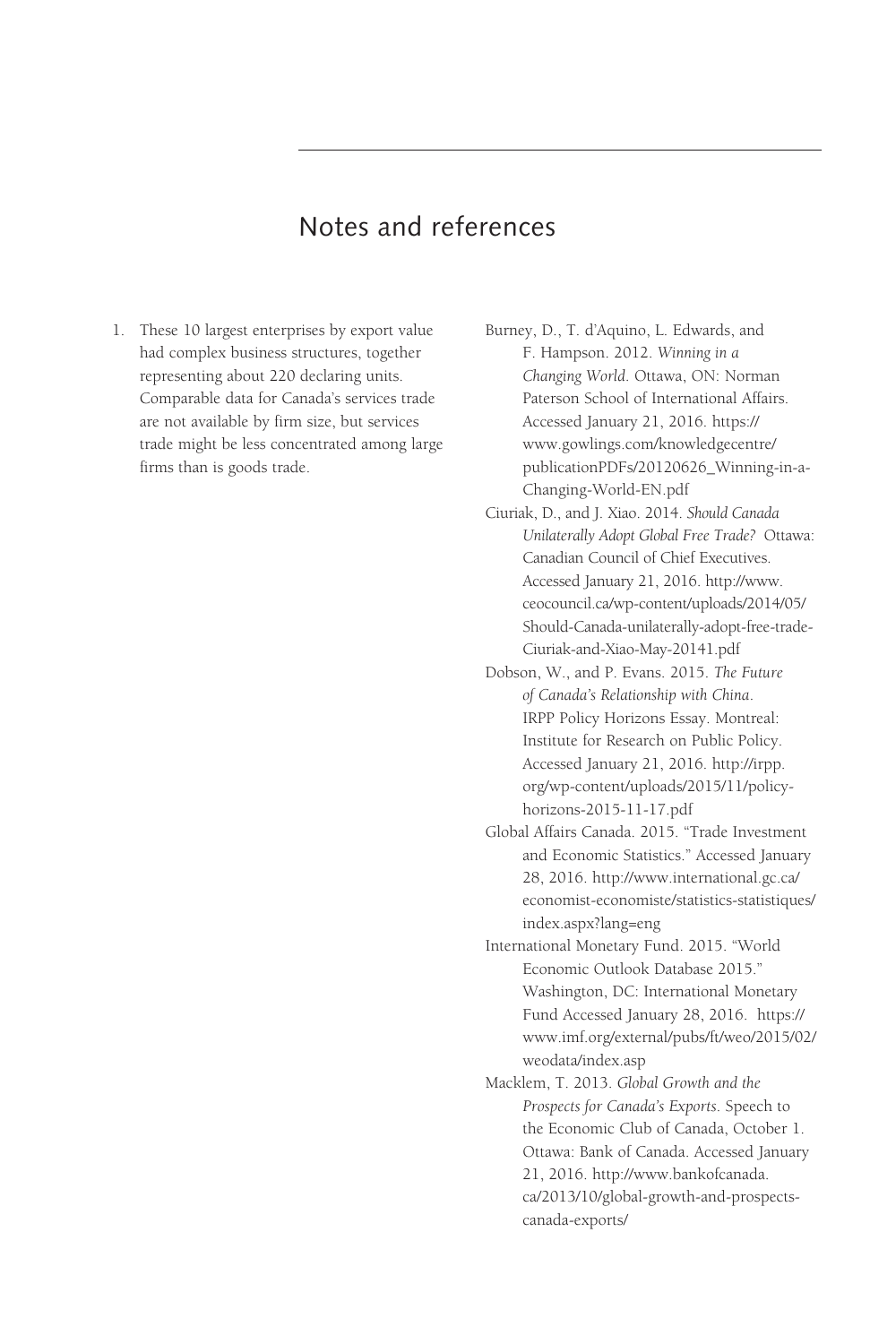## Notes and references

1. These 10 largest enterprises by export value had complex business structures, together representing about 220 declaring units. Comparable data for Canada's services trade are not available by firm size, but services trade might be less concentrated among large firms than is goods trade.

Burney, D., T. d'Aquino, L. Edwards, and F. Hampson. 2012. *Winning in a Changing World*. Ottawa, ON: Norman Paterson School of International Affairs. Accessed January 21, 2016. https://www.gowlings.com/knowledgecentre/publicationPDFs/20120626_Winning-in-a-Changing-World-EN.pdf

Ciuriak, D., and J. Xiao. 2014. *Should Canada Unilaterally Adopt Global Free Trade?* Ottawa: Canadian Council of Chief Executives. Accessed January 21, 2016. http://www.ceocouncil.ca/wp-content/uploads/2014/05/Should-Canada-unilaterally-adopt-free-trade-Ciuriak-and-Xiao-May-20141.pdf

Dobson, W., and P. Evans. 2015. *The Future of Canada's Relationship with China*. IRPP Policy Horizons Essay. Montreal: Institute for Research on Public Policy. Accessed January 21, 2016. http://irpp.org/wp-content/uploads/2015/11/policy-horizons-2015-11-17.pdf

Global Affairs Canada. 2015. "Trade Investment and Economic Statistics." Accessed January 28, 2016. http://www.international.gc.ca/economist-economiste/statistics-statistiques/index.aspx?lang=eng

International Monetary Fund. 2015. "World Economic Outlook Database 2015." Washington, DC: International Monetary Fund Accessed January 28, 2016. https://www.imf.org/external/pubs/ft/weo/2015/02/weodata/index.asp

Macklem, T. 2013. *Global Growth and the Prospects for Canada's Exports*. Speech to the Economic Club of Canada, October 1. Ottawa: Bank of Canada. Accessed January 21, 2016. http://www.bankofcanada.ca/2013/10/global-growth-and-prospects-canada-exports/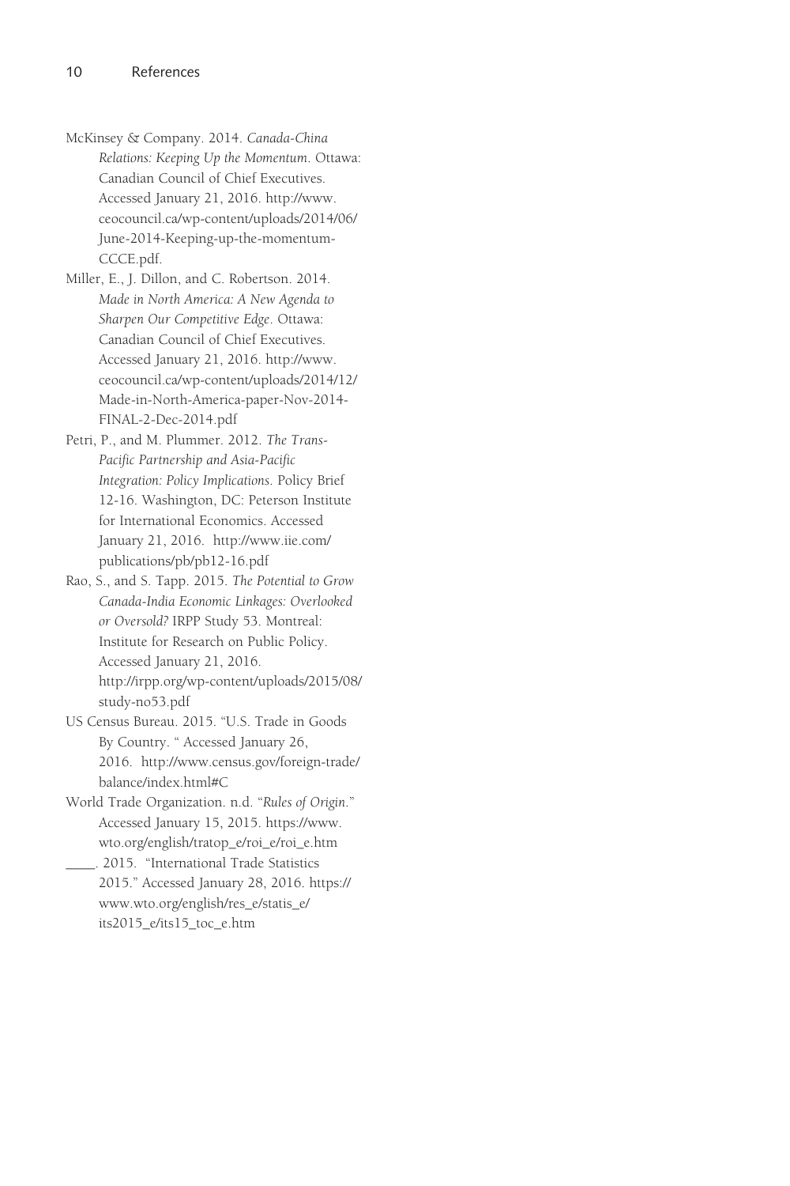McKinsey & Company. 2014. *Canada-China Relations: Keeping Up the Momentum*. Ottawa: Canadian Council of Chief Executives. Accessed January 21, 2016. http://www.ceocouncil.ca/wp-content/uploads/2014/06/June-2014-Keeping-up-the-momentum-CCCE.pdf.

Miller, E., J. Dillon, and C. Robertson. 2014. *Made in North America: A New Agenda to Sharpen Our Competitive Edge*. Ottawa: Canadian Council of Chief Executives. Accessed January 21, 2016. http://www.ceocouncil.ca/wp-content/uploads/2014/12/Made-in-North-America-paper-Nov-2014-FINAL-2-Dec-2014.pdf

Petri, P., and M. Plummer. 2012. *The Trans-Pacific Partnership and Asia-Pacific Integration: Policy Implications*. Policy Brief 12-16. Washington, DC: Peterson Institute for International Economics. Accessed January 21, 2016. http://www.iie.com/publications/pb/pb12-16.pdf

Rao, S., and S. Tapp. 2015. *The Potential to Grow Canada-India Economic Linkages: Overlooked or Oversold?* IRPP Study 53. Montreal: Institute for Research on Public Policy. Accessed January 21, 2016. http://irpp.org/wp-content/uploads/2015/08/study-no53.pdf

US Census Bureau. 2015. "U.S. Trade in Goods By Country. " Accessed January 26, 2016. http://www.census.gov/foreign-trade/balance/index.html#C

World Trade Organization. n.d. "*Rules of Origin*." Accessed January 15, 2015. https://www.wto.org/english/tratop_e/roi_e/roi_e.htm

____. 2015. "International Trade Statistics 2015." Accessed January 28, 2016. https://www.wto.org/english/res_e/statis_e/its2015_e/its15_toc_e.htm